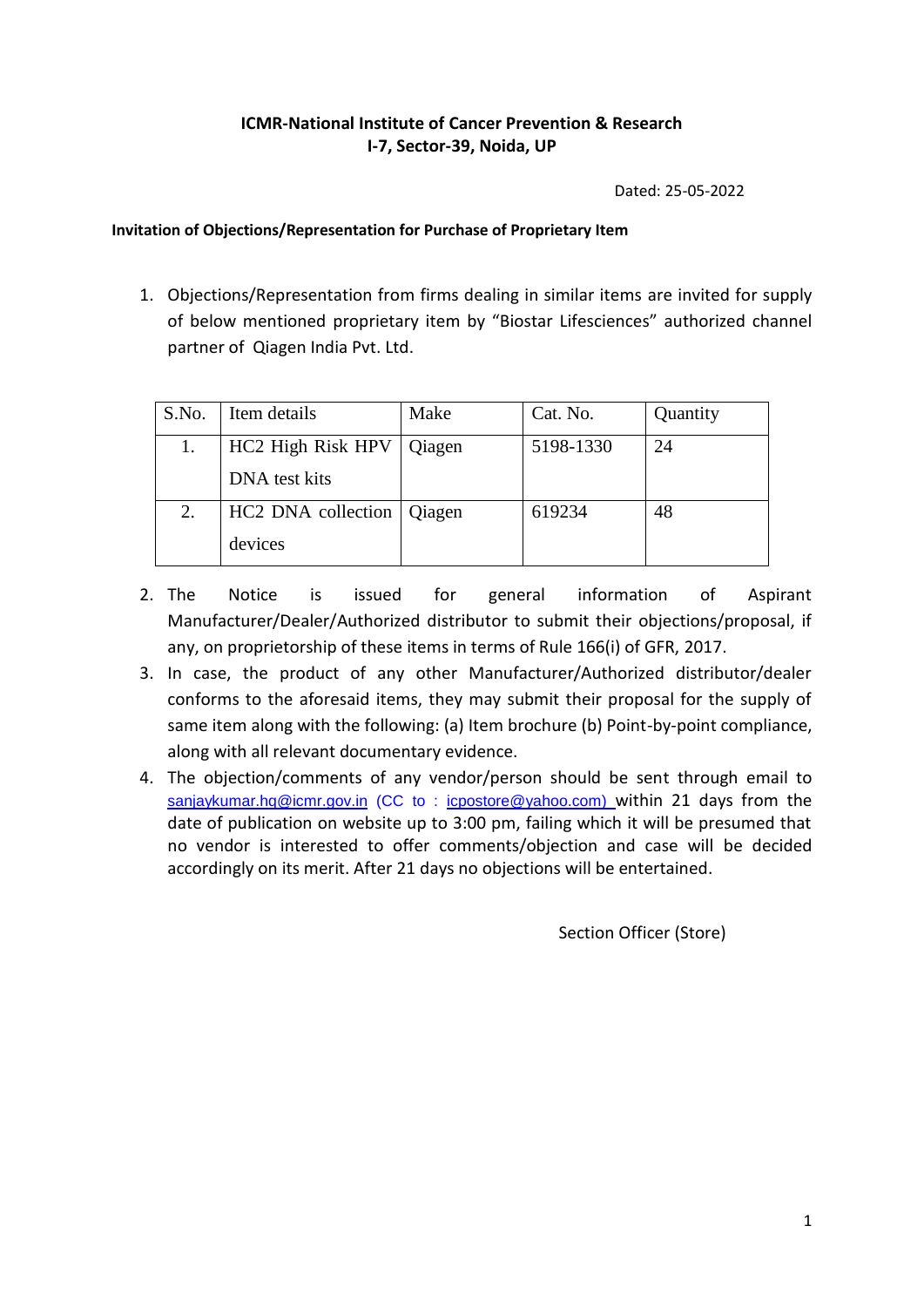**ICMR-National Institute of Cancer Prevention & Research**
**I-7, Sector-39, Noida, UP**

Dated: 25-05-2022

**Invitation of Objections/Representation for Purchase of Proprietary Item**

1. Objections/Representation from firms dealing in similar items are invited for supply of below mentioned proprietary item by "Biostar Lifesciences" authorized channel partner of Qiagen India Pvt. Ltd.

| S.No. | Item details | Make | Cat. No. | Quantity |
|---|---|---|---|---|
| 1. | HC2 High Risk HPV DNA test kits | Qiagen | 5198-1330 | 24 |
| 2. | HC2 DNA collection devices | Qiagen | 619234 | 48 |

2. The Notice is issued for general information of Aspirant Manufacturer/Dealer/Authorized distributor to submit their objections/proposal, if any, on proprietorship of these items in terms of Rule 166(i) of GFR, 2017.
3. In case, the product of any other Manufacturer/Authorized distributor/dealer conforms to the aforesaid items, they may submit their proposal for the supply of same item along with the following: (a) Item brochure (b) Point-by-point compliance, along with all relevant documentary evidence.
4. The objection/comments of any vendor/person should be sent through email to sanjaykumar.hq@icmr.gov.in (CC to : icpostore@yahoo.com) within 21 days from the date of publication on website up to 3:00 pm, failing which it will be presumed that no vendor is interested to offer comments/objection and case will be decided accordingly on its merit. After 21 days no objections will be entertained.

Section Officer (Store)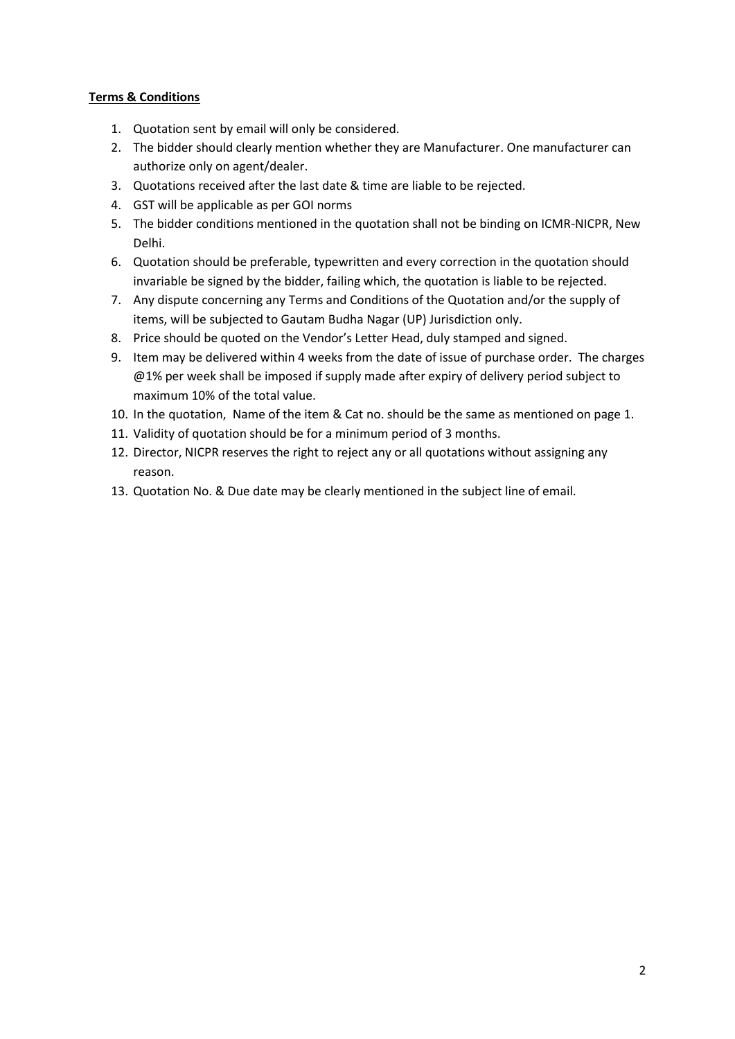**Terms & Conditions**

1. Quotation sent by email will only be considered.
2. The bidder should clearly mention whether they are Manufacturer. One manufacturer can authorize only on agent/dealer.
3. Quotations received after the last date & time are liable to be rejected.
4. GST will be applicable as per GOI norms
5. The bidder conditions mentioned in the quotation shall not be binding on ICMR-NICPR, New Delhi.
6. Quotation should be preferable, typewritten and every correction in the quotation should invariable be signed by the bidder, failing which, the quotation is liable to be rejected.
7. Any dispute concerning any Terms and Conditions of the Quotation and/or the supply of items, will be subjected to Gautam Budha Nagar (UP) Jurisdiction only.
8. Price should be quoted on the Vendor's Letter Head, duly stamped and signed.
9. Item may be delivered within 4 weeks from the date of issue of purchase order. The charges @1% per week shall be imposed if supply made after expiry of delivery period subject to maximum 10% of the total value.
10. In the quotation, Name of the item & Cat no. should be the same as mentioned on page 1.
11. Validity of quotation should be for a minimum period of 3 months.
12. Director, NICPR reserves the right to reject any or all quotations without assigning any reason.
13. Quotation No. & Due date may be clearly mentioned in the subject line of email.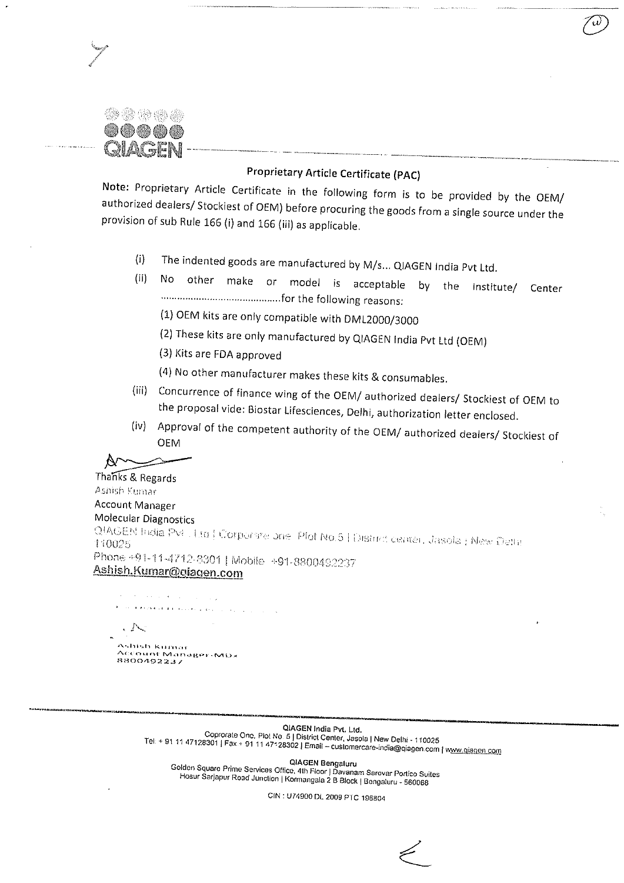QIAGEN

## Proprietary Article Certificate (PAC)

**Note:** Proprietary Article Certificate in the following form is to be provided by the OEM/ authorized dealers/ Stockiest of OEM) before procuring the goods from a single source under the provision of sub Rule 166 (i) and 166 (iii) as applicable.

(i) The indented goods are manufactured by M/s... QIAGEN India Pvt Ltd.

(ii) No other make or model is acceptable by the Institute/ Center ..........................................for the following reasons:

(1) OEM kits are only compatible with DML2000/3000

(2) These kits are only manufactured by QIAGEN India Pvt Ltd (OEM)

(3) Kits are FDA approved

(4) No other manufacturer makes these kits & consumables.

(iii) Concurrence of finance wing of the OEM/ authorized dealers/ Stockiest of OEM to the proposal vide: Biostar Lifesciences, Delhi, authorization letter enclosed.

(iv) Approval of the competent authority of the OEM/ authorized dealers/ Stockiest of OEM

Thanks & Regards
Ashish Kumar
Account Manager
Molecular Diagnostics
QIAGEN India Pvt. Ltd | Corporate one Plot No.5 | District center, Jasola | New Delhi 110025
Phone +91-11-4712-8301 | Mobile +91-8800492237
Ashish.Kumar@qiagen.com

Ashish Kumar
Account Manager-MDx
8800492237

**QIAGEN India Pvt. Ltd.**
Coprorate One, Plot No. 5 | District Center, Jasola | New Delhi - 110025
Tel. + 91 11 47128301 | Fax + 91 11 47128302 | Email – customercare-india@qiagen.com | www.qiagen.com

**QIAGEN Bengaluru**
Golden Square Prime Services Office, 4th Floor | Davanam Sarovar Portico Suites
Hosur Sarjapur Road Junction | Kormangala 2 B Block | Bengaluru - 560068

CIN : U74900 DL 2009 PTC 196804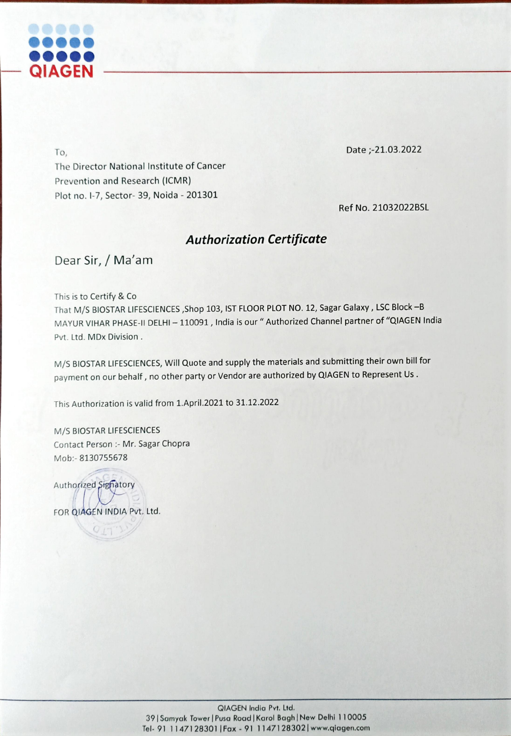To,

The Director National Institute of Cancer Prevention and Research (ICMR)
Plot no. I-7, Sector- 39, Noida - 201301

Date ;-21.03.2022

Ref No. 21032022BSL

## *Authorization Certificate*

Dear Sir, / Ma'am

This is to Certify & Co
That M/S BIOSTAR LIFESCIENCES ,Shop 103, IST FLOOR PLOT NO. 12, Sagar Galaxy , LSC Block –B MAYUR VIHAR PHASE-II DELHI – 110091 , India is our " Authorized Channel partner of "QIAGEN India Pvt. Ltd. MDx Division .

M/S BIOSTAR LIFESCIENCES, Will Quote and supply the materials and submitting their own bill for payment on our behalf , no other party or Vendor are authorized by QIAGEN to Represent Us .

This Authorization is valid from 1.April.2021 to 31.12.2022

M/S BIOSTAR LIFESCIENCES
Contact Person :- Mr. Sagar Chopra
Mob:- 8130755678

Authorized Signatory

FOR QIAGEN INDIA Pvt. Ltd.

QIAGEN India Pvt. Ltd.
39 | Samyak Tower | Pusa Road | Karol Bagh | New Delhi 110005
Tel- 91 1147128301 | Fax - 91 1147128302 | www.qiagen.com